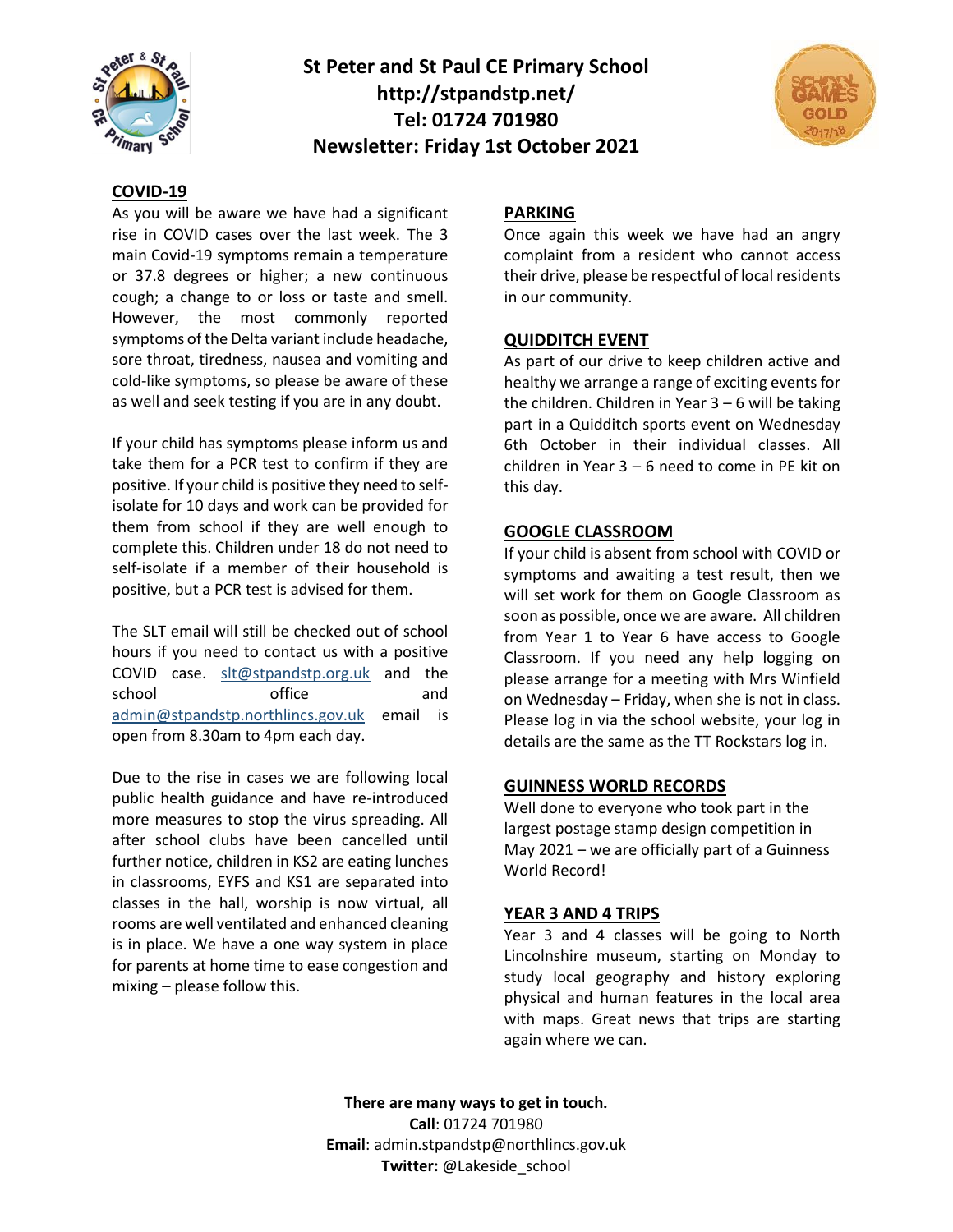# St Peter and St Paul CE Primary School
**http://stpandstp.net/**
**Tel: 01724 701980**
**Newsletter: Friday 1st October 2021**

## COVID-19

As you will be aware we have had a significant rise in COVID cases over the last week. The 3 main Covid-19 symptoms remain a temperature or 37.8 degrees or higher; a new continuous cough; a change to or loss or taste and smell. However, the most commonly reported symptoms of the Delta variant include headache, sore throat, tiredness, nausea and vomiting and cold-like symptoms, so please be aware of these as well and seek testing if you are in any doubt.

If your child has symptoms please inform us and take them for a PCR test to confirm if they are positive. If your child is positive they need to self-isolate for 10 days and work can be provided for them from school if they are well enough to complete this. Children under 18 do not need to self-isolate if a member of their household is positive, but a PCR test is advised for them.

The SLT email will still be checked out of school hours if you need to contact us with a positive COVID case. slt@stpandstp.org.uk and the school office and admin@stpandstp.northlincs.gov.uk email is open from 8.30am to 4pm each day.

Due to the rise in cases we are following local public health guidance and have re-introduced more measures to stop the virus spreading. All after school clubs have been cancelled until further notice, children in KS2 are eating lunches in classrooms, EYFS and KS1 are separated into classes in the hall, worship is now virtual, all rooms are well ventilated and enhanced cleaning is in place. We have a one way system in place for parents at home time to ease congestion and mixing – please follow this.

## PARKING

Once again this week we have had an angry complaint from a resident who cannot access their drive, please be respectful of local residents in our community.

## QUIDDITCH EVENT

As part of our drive to keep children active and healthy we arrange a range of exciting events for the children. Children in Year 3 – 6 will be taking part in a Quidditch sports event on Wednesday 6th October in their individual classes. All children in Year 3 – 6 need to come in PE kit on this day.

## GOOGLE CLASSROOM

If your child is absent from school with COVID or symptoms and awaiting a test result, then we will set work for them on Google Classroom as soon as possible, once we are aware. All children from Year 1 to Year 6 have access to Google Classroom. If you need any help logging on please arrange for a meeting with Mrs Winfield on Wednesday – Friday, when she is not in class. Please log in via the school website, your log in details are the same as the TT Rockstars log in.

## GUINNESS WORLD RECORDS

Well done to everyone who took part in the largest postage stamp design competition in May 2021 – we are officially part of a Guinness World Record!

## YEAR 3 AND 4 TRIPS

Year 3 and 4 classes will be going to North Lincolnshire museum, starting on Monday to study local geography and history exploring physical and human features in the local area with maps. Great news that trips are starting again where we can.

**There are many ways to get in touch.**
**Call**: 01724 701980
**Email**: admin.stpandstp@northlincs.gov.uk
**Twitter:** @Lakeside_school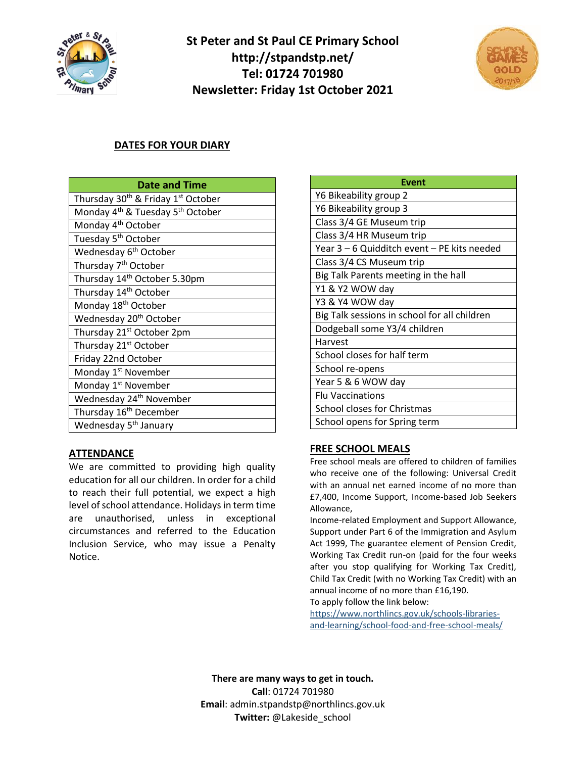# St Peter and St Paul CE Primary School

**http://stpandstp.net/**
**Tel: 01724 701980**
**Newsletter: Friday 1st October 2021**

## DATES FOR YOUR DIARY

| Date and Time | Event |
|---|---|
| Thursday 30th & Friday 1st October | Y6 Bikeability group 2 |
| Monday 4th & Tuesday 5th October | Y6 Bikeability group 3 |
| Monday 4th October | Class 3/4 GE Museum trip |
| Tuesday 5th October | Class 3/4 HR Museum trip |
| Wednesday 6th October | Year 3 – 6 Quidditch event – PE kits needed |
| Thursday 7th October | Class 3/4 CS Museum trip |
| Thursday 14th October 5.30pm | Big Talk Parents meeting in the hall |
| Thursday 14th October | Y1 & Y2 WOW day |
| Monday 18th October | Y3 & Y4 WOW day |
| Wednesday 20th October | Big Talk sessions in school for all children |
| Thursday 21st October 2pm | Dodgeball some Y3/4 children |
| Thursday 21st October | Harvest |
| Friday 22nd October | School closes for half term |
| Monday 1st November | School re-opens |
| Monday 1st November | Year 5 & 6 WOW day |
| Wednesday 24th November | Flu Vaccinations |
| Thursday 16th December | School closes for Christmas |
| Wednesday 5th January | School opens for Spring term |

## ATTENDANCE

We are committed to providing high quality education for all our children. In order for a child to reach their full potential, we expect a high level of school attendance. Holidays in term time are unauthorised, unless in exceptional circumstances and referred to the Education Inclusion Service, who may issue a Penalty Notice.

## FREE SCHOOL MEALS

Free school meals are offered to children of families who receive one of the following: Universal Credit with an annual net earned income of no more than £7,400, Income Support, Income-based Job Seekers Allowance,
Income-related Employment and Support Allowance, Support under Part 6 of the Immigration and Asylum Act 1999, The guarantee element of Pension Credit, Working Tax Credit run-on (paid for the four weeks after you stop qualifying for Working Tax Credit), Child Tax Credit (with no Working Tax Credit) with an annual income of no more than £16,190.
To apply follow the link below:
https://www.northlincs.gov.uk/schools-libraries-and-learning/school-food-and-free-school-meals/

**There are many ways to get in touch.**
**Call**: 01724 701980
**Email**: admin.stpandstp@northlincs.gov.uk
**Twitter:** @Lakeside_school